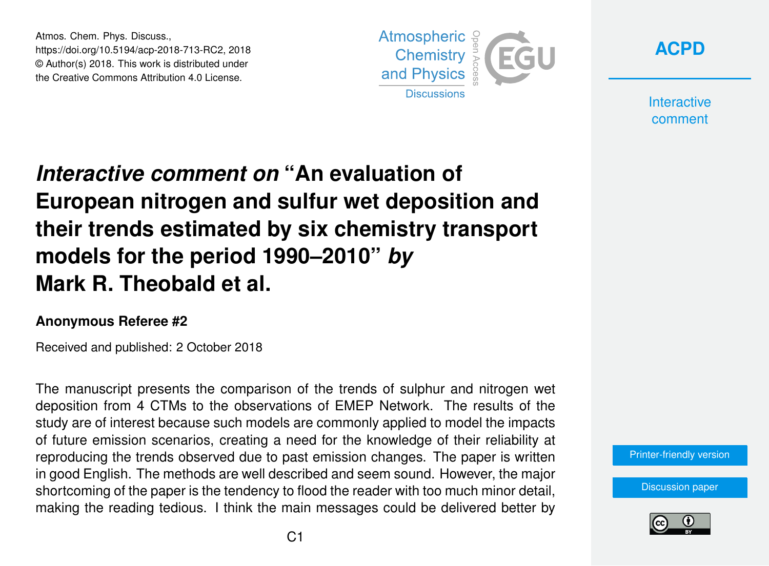# *Interactive comment on* "An evaluation of European nitrogen and sulfur wet deposition and their trends estimated by six chemistry transport models for the period 1990–2010" *by* Mark R. Theobald et al.

**Anonymous Referee #2**

Received and published: 2 October 2018

The manuscript presents the comparison of the trends of sulphur and nitrogen wet deposition from 4 CTMs to the observations of EMEP Network. The results of the study are of interest because such models are commonly applied to model the impacts of future emission scenarios, creating a need for the knowledge of their reliability at reproducing the trends observed due to past emission changes. The paper is written in good English. The methods are well described and seem sound. However, the major shortcoming of the paper is the tendency to flood the reader with too much minor detail, making the reading tedious. I think the main messages could be delivered better by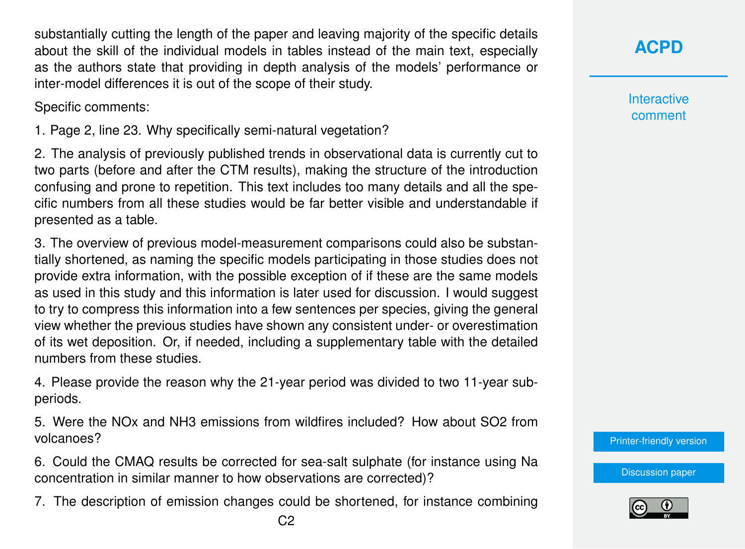substantially cutting the length of the paper and leaving majority of the specific details about the skill of the individual models in tables instead of the main text, especially as the authors state that providing in depth analysis of the models' performance or inter-model differences it is out of the scope of their study.

Specific comments:

1. Page 2, line 23. Why specifically semi-natural vegetation?

2. The analysis of previously published trends in observational data is currently cut to two parts (before and after the CTM results), making the structure of the introduction confusing and prone to repetition. This text includes too many details and all the specific numbers from all these studies would be far better visible and understandable if presented as a table.

3. The overview of previous model-measurement comparisons could also be substantially shortened, as naming the specific models participating in those studies does not provide extra information, with the possible exception of if these are the same models as used in this study and this information is later used for discussion. I would suggest to try to compress this information into a few sentences per species, giving the general view whether the previous studies have shown any consistent under- or overestimation of its wet deposition. Or, if needed, including a supplementary table with the detailed numbers from these studies.

4. Please provide the reason why the 21-year period was divided to two 11-year subperiods.

5. Were the NOx and $NH_3$ emissions from wildfires included? How about $SO_2$ from volcanoes?

6. Could the CMAQ results be corrected for sea-salt sulphate (for instance using Na concentration in similar manner to how observations are corrected)?

7. The description of emission changes could be shortened, for instance combining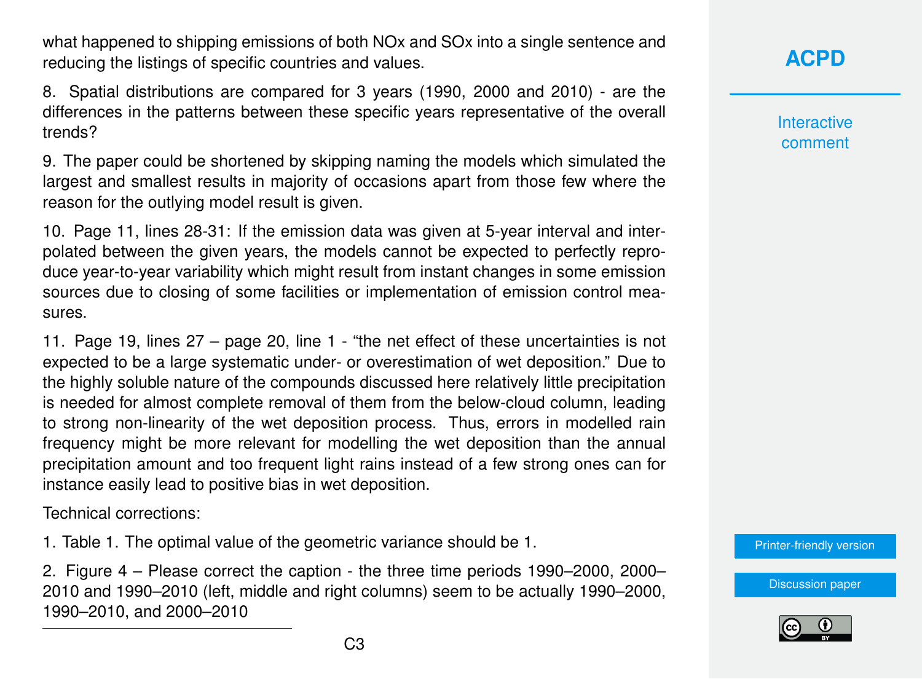what happened to shipping emissions of both NOx and SOx into a single sentence and reducing the listings of specific countries and values.

8. Spatial distributions are compared for 3 years (1990, 2000 and 2010) - are the differences in the patterns between these specific years representative of the overall trends?

9. The paper could be shortened by skipping naming the models which simulated the largest and smallest results in majority of occasions apart from those few where the reason for the outlying model result is given.

10. Page 11, lines 28-31: If the emission data was given at 5-year interval and interpolated between the given years, the models cannot be expected to perfectly reproduce year-to-year variability which might result from instant changes in some emission sources due to closing of some facilities or implementation of emission control measures.

11. Page 19, lines 27 – page 20, line 1 - "the net effect of these uncertainties is not expected to be a large systematic under- or overestimation of wet deposition." Due to the highly soluble nature of the compounds discussed here relatively little precipitation is needed for almost complete removal of them from the below-cloud column, leading to strong non-linearity of the wet deposition process. Thus, errors in modelled rain frequency might be more relevant for modelling the wet deposition than the annual precipitation amount and too frequent light rains instead of a few strong ones can for instance easily lead to positive bias in wet deposition.

Technical corrections:

1. Table 1. The optimal value of the geometric variance should be 1.

2. Figure 4 – Please correct the caption - the three time periods 1990–2000, 2000–2010 and 1990–2010 (left, middle and right columns) seem to be actually 1990–2000, 1990–2010, and 2000–2010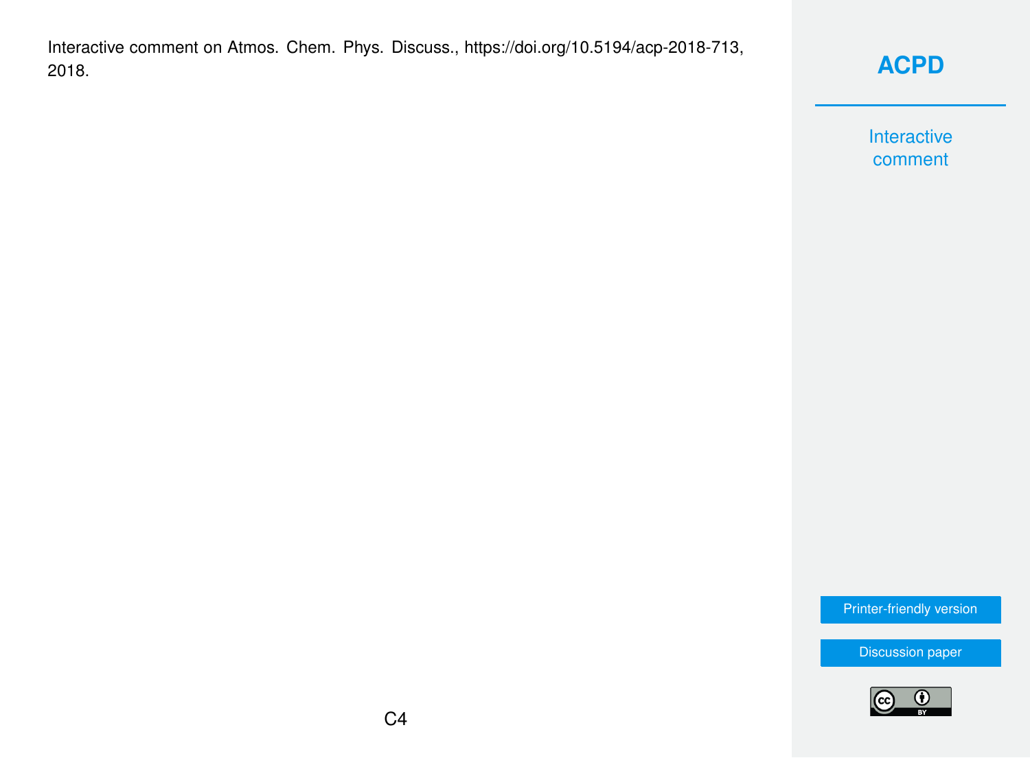Interactive comment on Atmos. Chem. Phys. Discuss., https://doi.org/10.5194/acp-2018-713, 2018.